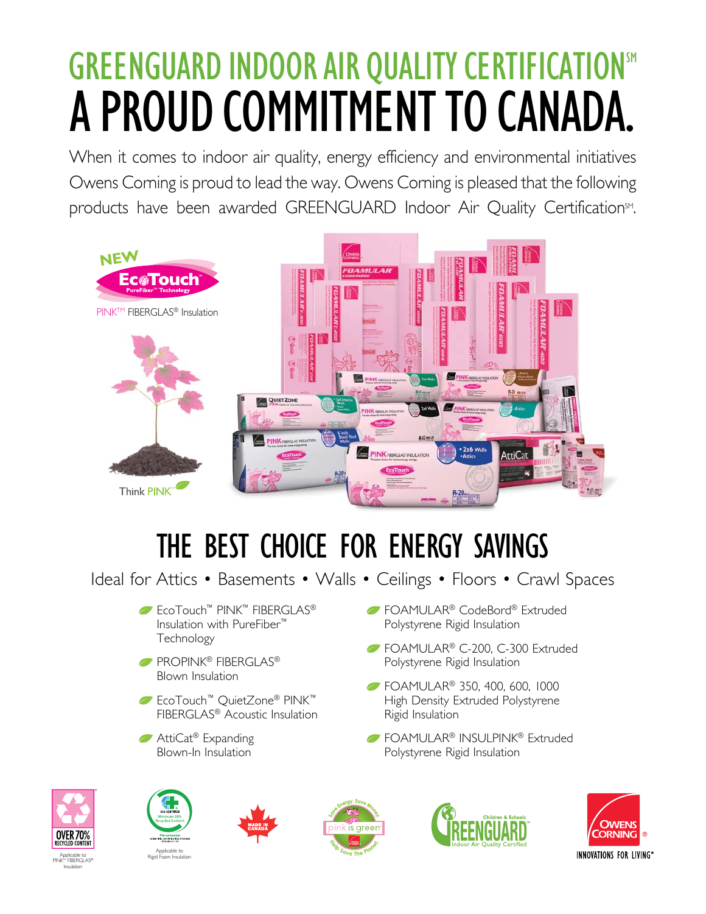# GREENGUARD INDOOR AIR QUALITY CERTIFICATION℠

# A PROUD COMMITMENT TO CANADA.

When it comes to indoor air quality, energy efficiency and environmental initiatives Owens Corning is proud to lead the way. Owens Corning is pleased that the following products have been awarded GREENGUARD Indoor Air Quality Certification℠.

NEW EcoTouch™ PureFiber™ Technology

PINK™ FIBERGLAS® Insulation

Think PINK™

## THE BEST CHOICE FOR ENERGY SAVINGS

Ideal for Attics • Basements • Walls • Ceilings • Floors • Crawl Spaces

- EcoTouch™ PINK™ FIBERGLAS® Insulation with PureFiber™ Technology
- PROPINK® FIBERGLAS® Blown Insulation
- EcoTouch™ QuietZone® PINK™ FIBERGLAS® Acoustic Insulation
- AttiCat® Expanding Blown-In Insulation
- FOAMULAR® CodeBord® Extruded Polystyrene Rigid Insulation
- FOAMULAR® C-200, C-300 Extruded Polystyrene Rigid Insulation
- FOAMULAR® 350, 400, 600, 1000 High Density Extruded Polystyrene Rigid Insulation
- FOAMULAR® INSULPINK® Extruded Polystyrene Rigid Insulation

OVER 70% RECYCLED CONTENT — Applicable to PINK™ FIBERGLAS® Insulation

Minimum 20% Recycled Content — Applicable to Rigid Foam Insulation

MADE IN CANADA

pink is green™ — Save Energy, Save Money. Help Save The Planet.

GREENGUARD Children & Schools — Indoor Air Quality Certified

OWENS CORNING® INNOVATIONS FOR LIVING®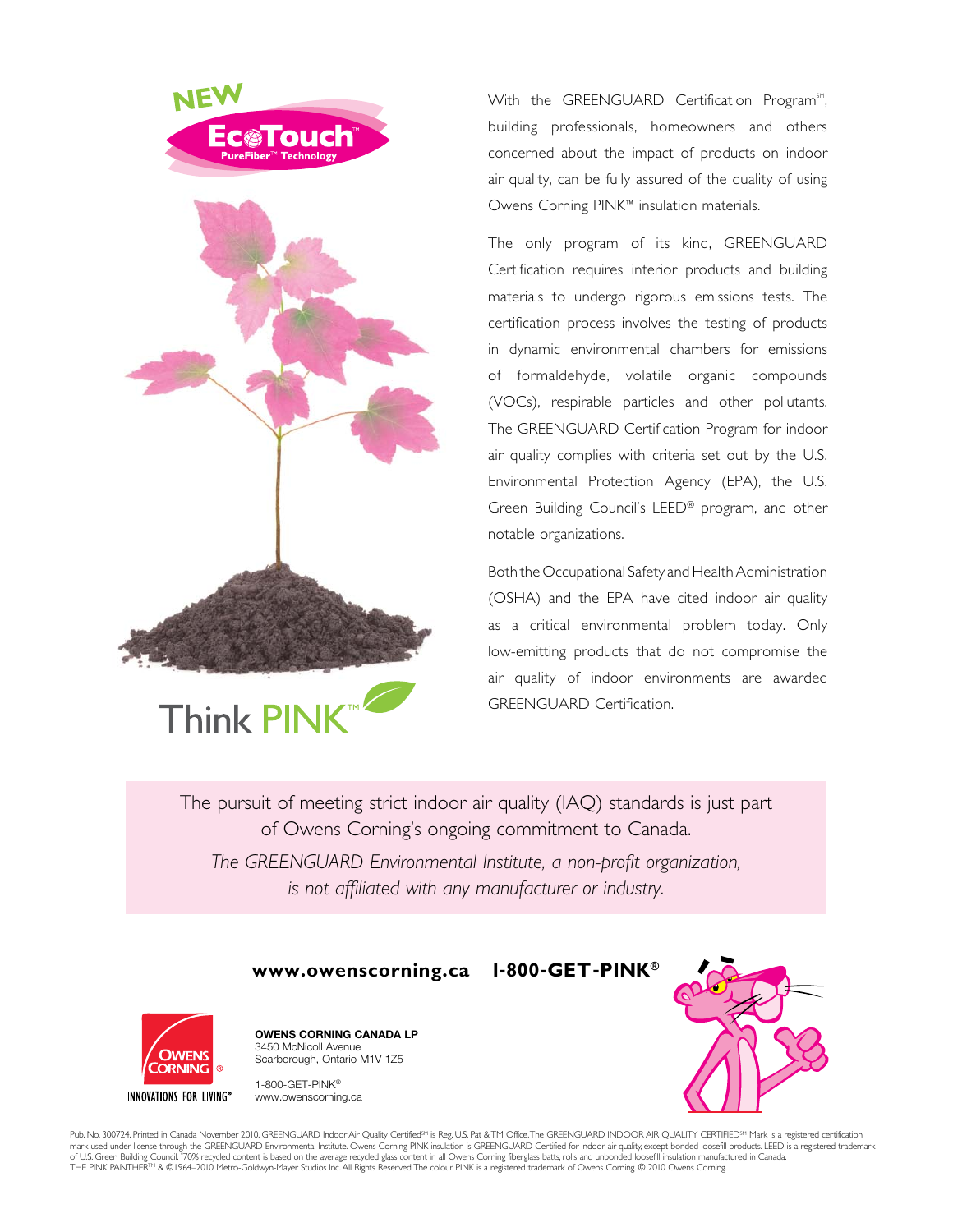NEW

EcoTouch™

PureFiber™ Technology

Think PINK™

With the GREENGUARD Certification Program℠, building professionals, homeowners and others concerned about the impact of products on indoor air quality, can be fully assured of the quality of using Owens Corning PINK™ insulation materials.

The only program of its kind, GREENGUARD Certification requires interior products and building materials to undergo rigorous emissions tests. The certification process involves the testing of products in dynamic environmental chambers for emissions of formaldehyde, volatile organic compounds (VOCs), respirable particles and other pollutants. The GREENGUARD Certification Program for indoor air quality complies with criteria set out by the U.S. Environmental Protection Agency (EPA), the U.S. Green Building Council's LEED® program, and other notable organizations.

Both the Occupational Safety and Health Administration (OSHA) and the EPA have cited indoor air quality as a critical environmental problem today. Only low-emitting products that do not compromise the air quality of indoor environments are awarded GREENGUARD Certification.

The pursuit of meeting strict indoor air quality (IAQ) standards is just part of Owens Corning's ongoing commitment to Canada.

*The GREENGUARD Environmental Institute, a non-profit organization, is not affiliated with any manufacturer or industry.*

**www.owenscorning.ca** **1-800-GET-PINK®**

OWENS CORNING ®

INNOVATIONS FOR LIVING®

**OWENS CORNING CANADA LP**
3450 McNicoll Avenue
Scarborough, Ontario M1V 1Z5

1-800-GET-PINK®
www.owenscorning.ca

Pub. No. 300724. Printed in Canada November 2010. GREENGUARD Indoor Air Quality Certified℠ is Reg. U.S. Pat & TM Office. The GREENGUARD INDOOR AIR QUALITY CERTIFIED℠ Mark is a registered certification mark used under license through the GREENGUARD Environmental Institute. Owens Corning PINK insulation is GREENGUARD Certified for indoor air quality, except bonded loosefill products. LEED is a registered trademark of U.S. Green Building Council. *70% recycled content is based on the average recycled glass content in all Owens Corning fiberglass batts, rolls and unbonded loosefill insulation manufactured in Canada.
THE PINK PANTHER™ & ©1964–2010 Metro-Goldwyn-Mayer Studios Inc. All Rights Reserved. The colour PINK is a registered trademark of Owens Corning. © 2010 Owens Corning.